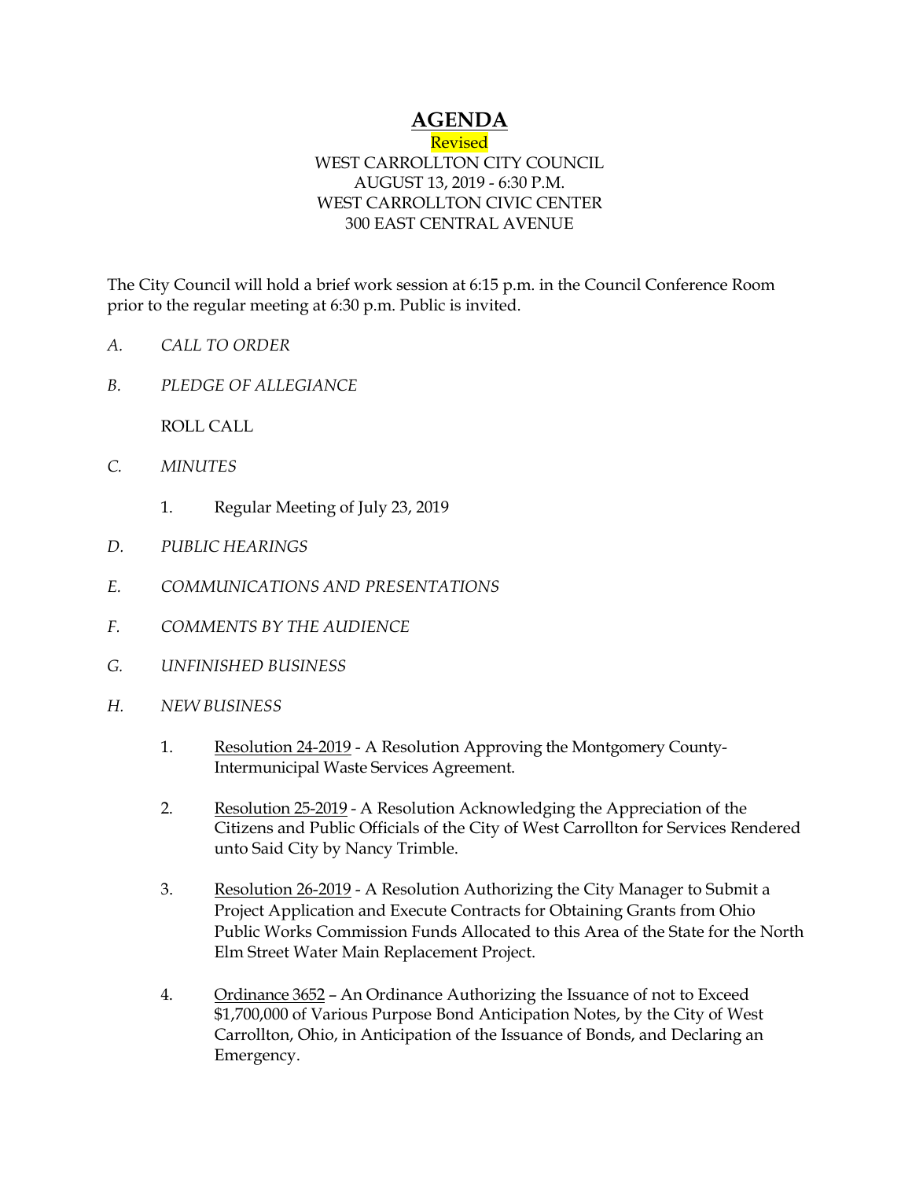# AGENDA

Revised

WEST CARROLLTON CITY COUNCIL
AUGUST 13, 2019 - 6:30 P.M.
WEST CARROLLTON CIVIC CENTER
300 EAST CENTRAL AVENUE

The City Council will hold a brief work session at 6:15 p.m. in the Council Conference Room prior to the regular meeting at 6:30 p.m. Public is invited.

A. *CALL TO ORDER*

B. *PLEDGE OF ALLEGIANCE*

   ROLL CALL

C. *MINUTES*

   1. Regular Meeting of July 23, 2019

D. *PUBLIC HEARINGS*

E. *COMMUNICATIONS AND PRESENTATIONS*

F. *COMMENTS BY THE AUDIENCE*

G. *UNFINISHED BUSINESS*

H. *NEW BUSINESS*

   1. Resolution 24-2019 - A Resolution Approving the Montgomery County-Intermunicipal Waste Services Agreement.

   2. Resolution 25-2019 - A Resolution Acknowledging the Appreciation of the Citizens and Public Officials of the City of West Carrollton for Services Rendered unto Said City by Nancy Trimble.

   3. Resolution 26-2019 - A Resolution Authorizing the City Manager to Submit a Project Application and Execute Contracts for Obtaining Grants from Ohio Public Works Commission Funds Allocated to this Area of the State for the North Elm Street Water Main Replacement Project.

   4. Ordinance 3652 – An Ordinance Authorizing the Issuance of not to Exceed $1,700,000 of Various Purpose Bond Anticipation Notes, by the City of West Carrollton, Ohio, in Anticipation of the Issuance of Bonds, and Declaring an Emergency.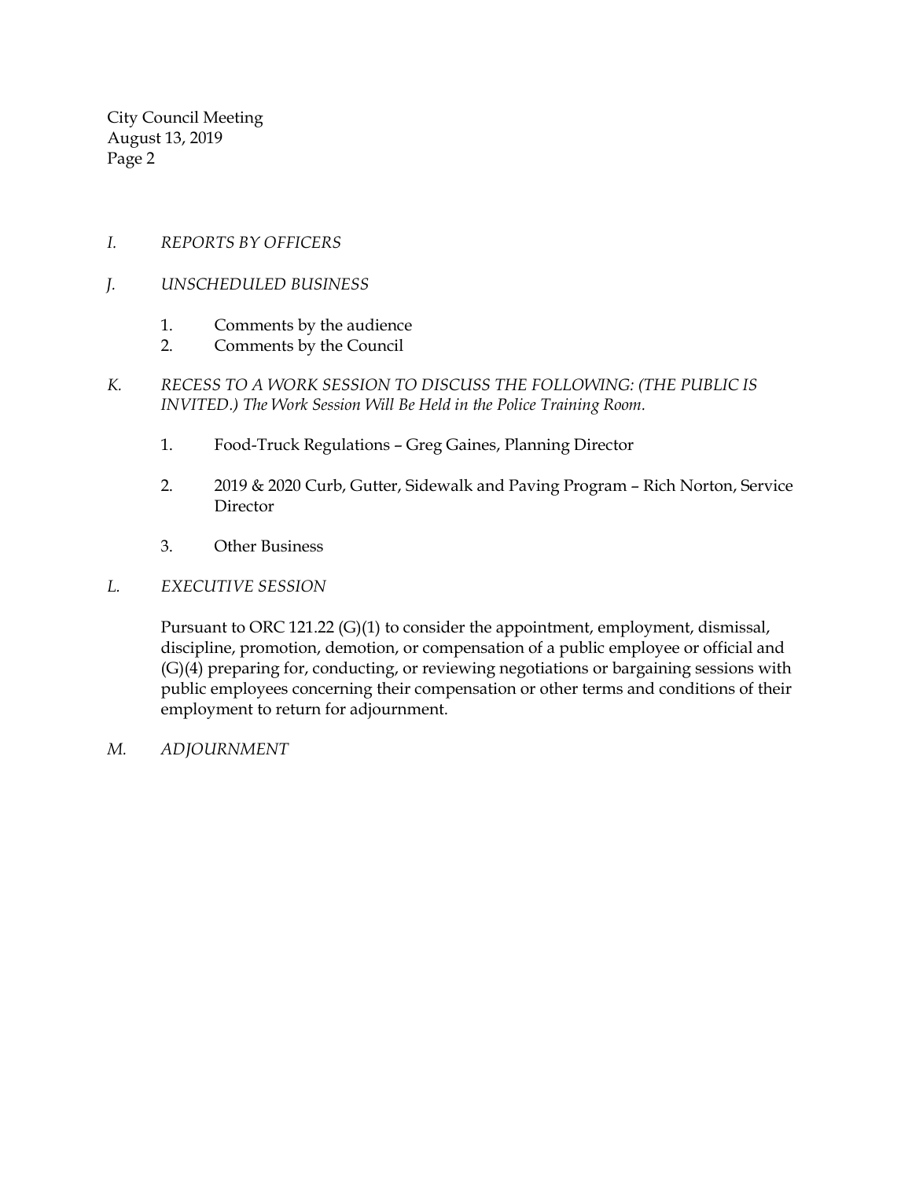*I. REPORTS BY OFFICERS*

*J. UNSCHEDULED BUSINESS*

1. Comments by the audience
2. Comments by the Council

*K. RECESS TO A WORK SESSION TO DISCUSS THE FOLLOWING: (THE PUBLIC IS INVITED.) The Work Session Will Be Held in the Police Training Room.*

1. Food-Truck Regulations – Greg Gaines, Planning Director

2. 2019 & 2020 Curb, Gutter, Sidewalk and Paving Program – Rich Norton, Service Director

3. Other Business

*L. EXECUTIVE SESSION*

Pursuant to ORC 121.22 (G)(1) to consider the appointment, employment, dismissal, discipline, promotion, demotion, or compensation of a public employee or official and (G)(4) preparing for, conducting, or reviewing negotiations or bargaining sessions with public employees concerning their compensation or other terms and conditions of their employment to return for adjournment.

*M. ADJOURNMENT*